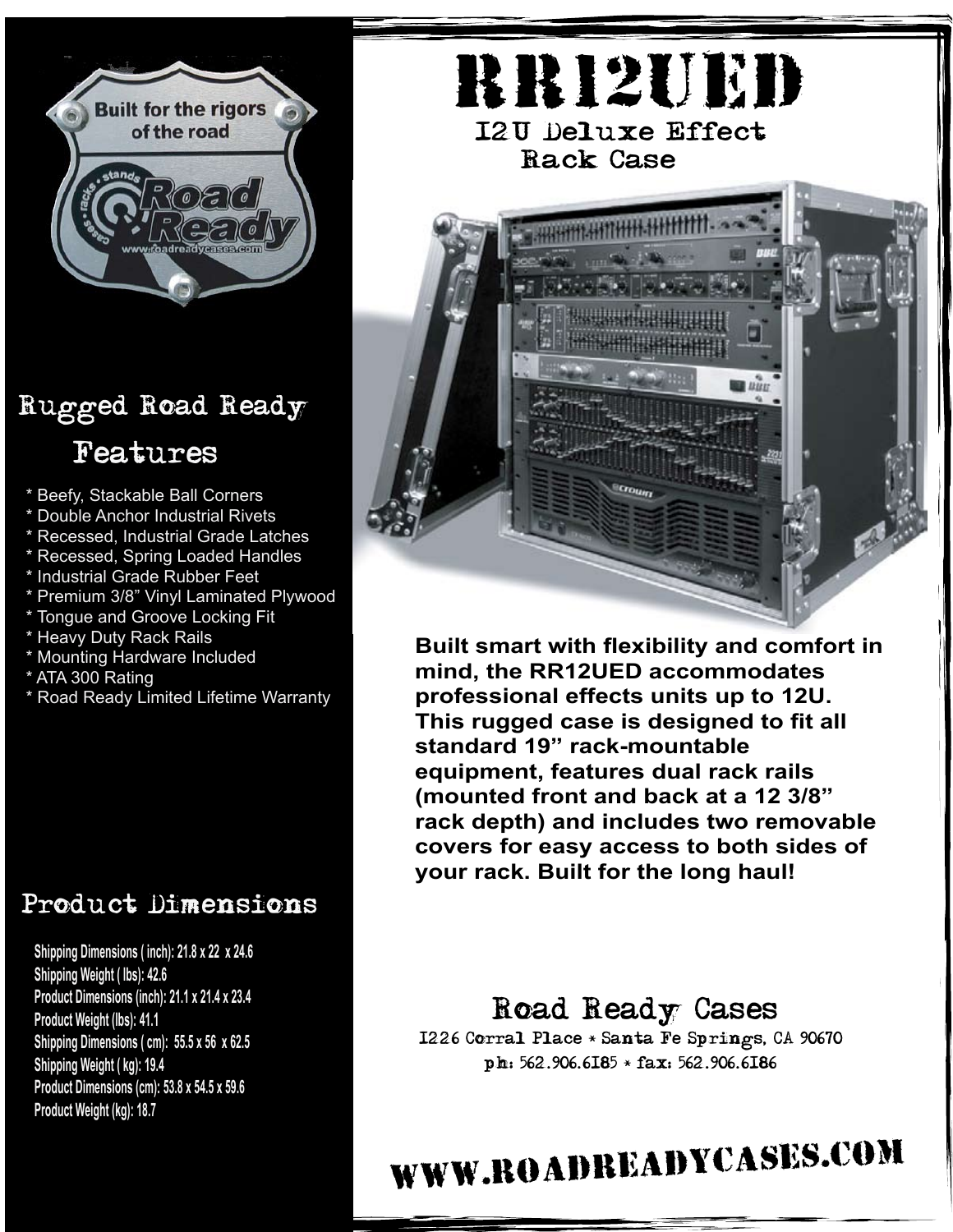# RR12UED

## 12U Deluxe Effect Rack Case

Built for the rigors of the road

Road Ready — cases • racks • stands — www.roadreadycases.com

## Rugged Road Ready Features

* Beefy, Stackable Ball Corners
* Double Anchor Industrial Rivets
* Recessed, Industrial Grade Latches
* Recessed, Spring Loaded Handles
* Industrial Grade Rubber Feet
* Premium 3/8" Vinyl Laminated Plywood
* Tongue and Groove Locking Fit
* Heavy Duty Rack Rails
* Mounting Hardware Included
* ATA 300 Rating
* Road Ready Limited Lifetime Warranty

**Built smart with flexibility and comfort in mind, the RR12UED accommodates professional effects units up to 12U. This rugged case is designed to fit all standard 19" rack-mountable equipment, features dual rack rails (mounted front and back at a 12 3/8" rack depth) and includes two removable covers for easy access to both sides of your rack. Built for the long haul!**

## Product Dimensions

**Shipping Dimensions ( inch): 21.8 x 22 x 24.6**
**Shipping Weight ( lbs): 42.6**
**Product Dimensions (inch): 21.1 x 21.4 x 23.4**
**Product Weight (lbs): 41.1**
**Shipping Dimensions ( cm): 55.5 x 56 x 62.5**
**Shipping Weight ( kg): 19.4**
**Product Dimensions (cm): 53.8 x 54.5 x 59.6**
**Product Weight (kg): 18.7**

## Road Ready Cases

1226 Corral Place * Santa Fe Springs, CA 90670
ph: 562.906.6185 * fax: 562.906.6186

# WWW.ROADREADYCASES.COM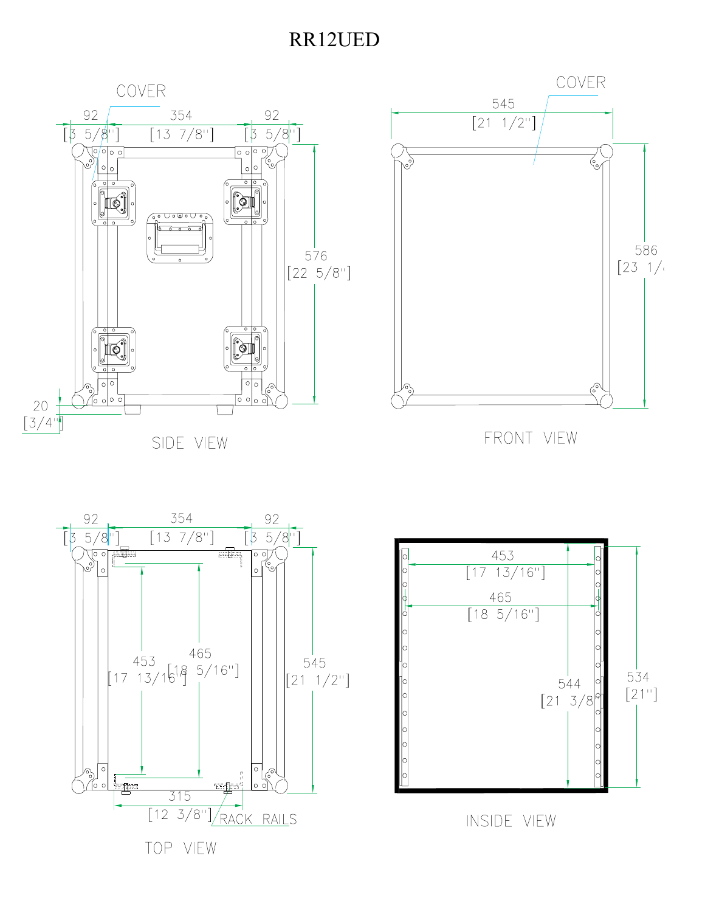# RR12UED

COVER

92
[3 5/8"]
354
[13 7/8"]
92
[3 5/8"]

576
[22 5/8"]

20
[3/4"]

SIDE VIEW

COVER

545
[21 1/2"]

586
[23 1/4

FRONT VIEW

92
[3 5/8"]
354
[13 7/8"]
92
[3 5/8"]

453
[17 13/16"]
465
[18 5/16"]
545
[21 1/2"]

315
[12 3/8"]
RACK RAILS

TOP VIEW

453
[17 13/16"]
465
[18 5/16"]
544
[21 3/8"]
534
[21"]

INSIDE VIEW